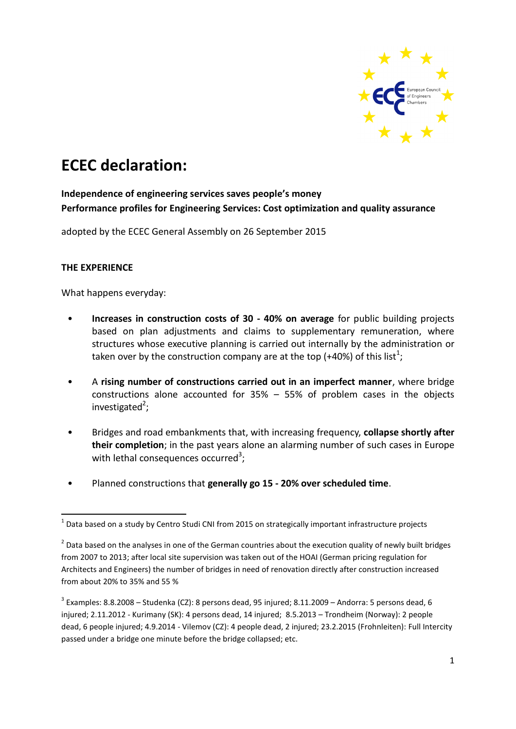# ECEC declaration:

**Independence of engineering services saves people's money**
**Performance profiles for Engineering Services: Cost optimization and quality assurance**

adopted by the ECEC General Assembly on 26 September 2015

**THE EXPERIENCE**

What happens everyday:

- **Increases in construction costs of 30 - 40% on average** for public building projects based on plan adjustments and claims to supplementary remuneration, where structures whose executive planning is carried out internally by the administration or taken over by the construction company are at the top (+40%) of this list[1];
- A **rising number of constructions carried out in an imperfect manner**, where bridge constructions alone accounted for 35% – 55% of problem cases in the objects investigated[2];
- Bridges and road embankments that, with increasing frequency, **collapse shortly after their completion**; in the past years alone an alarming number of such cases in Europe with lethal consequences occurred[3];
- Planned constructions that **generally go 15 - 20% over scheduled time**.

---

[1] Data based on a study by Centro Studi CNI from 2015 on strategically important infrastructure projects

[2] Data based on the analyses in one of the German countries about the execution quality of newly built bridges from 2007 to 2013; after local site supervision was taken out of the HOAI (German pricing regulation for Architects and Engineers) the number of bridges in need of renovation directly after construction increased from about 20% to 35% and 55 %

[3] Examples: 8.8.2008 – Studenka (CZ): 8 persons dead, 95 injured; 8.11.2009 – Andorra: 5 persons dead, 6 injured; 2.11.2012 - Kurimany (SK): 4 persons dead, 14 injured; 8.5.2013 – Trondheim (Norway): 2 people dead, 6 people injured; 4.9.2014 - Vilemov (CZ): 4 people dead, 2 injured; 23.2.2015 (Frohnleiten): Full Intercity passed under a bridge one minute before the bridge collapsed; etc.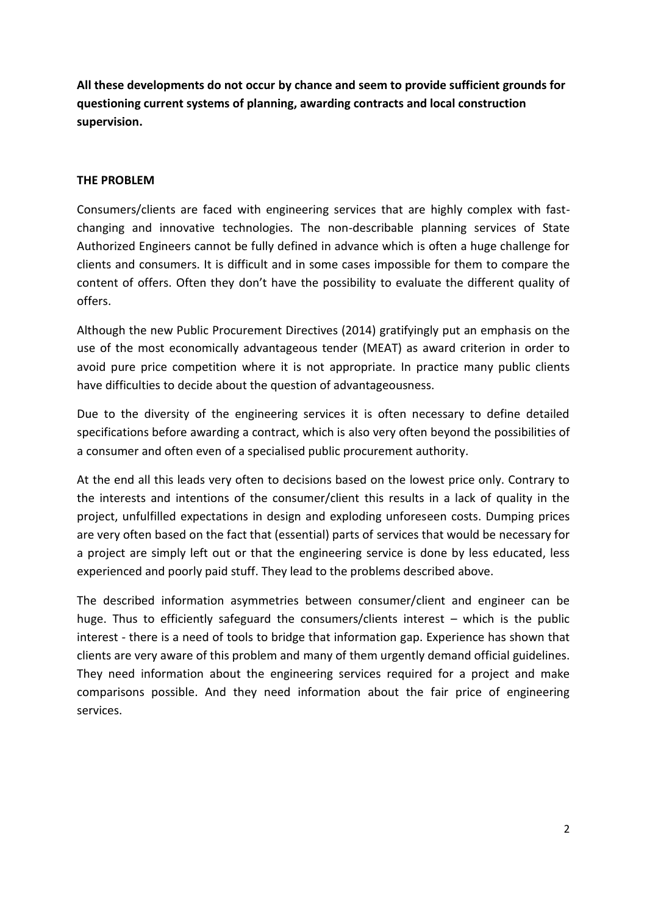**All these developments do not occur by chance and seem to provide sufficient grounds for questioning current systems of planning, awarding contracts and local construction supervision.**

## THE PROBLEM

Consumers/clients are faced with engineering services that are highly complex with fast-changing and innovative technologies. The non-describable planning services of State Authorized Engineers cannot be fully defined in advance which is often a huge challenge for clients and consumers. It is difficult and in some cases impossible for them to compare the content of offers. Often they don't have the possibility to evaluate the different quality of offers.

Although the new Public Procurement Directives (2014) gratifyingly put an emphasis on the use of the most economically advantageous tender (MEAT) as award criterion in order to avoid pure price competition where it is not appropriate. In practice many public clients have difficulties to decide about the question of advantageousness.

Due to the diversity of the engineering services it is often necessary to define detailed specifications before awarding a contract, which is also very often beyond the possibilities of a consumer and often even of a specialised public procurement authority.

At the end all this leads very often to decisions based on the lowest price only. Contrary to the interests and intentions of the consumer/client this results in a lack of quality in the project, unfulfilled expectations in design and exploding unforeseen costs. Dumping prices are very often based on the fact that (essential) parts of services that would be necessary for a project are simply left out or that the engineering service is done by less educated, less experienced and poorly paid stuff. They lead to the problems described above.

The described information asymmetries between consumer/client and engineer can be huge. Thus to efficiently safeguard the consumers/clients interest – which is the public interest - there is a need of tools to bridge that information gap. Experience has shown that clients are very aware of this problem and many of them urgently demand official guidelines. They need information about the engineering services required for a project and make comparisons possible. And they need information about the fair price of engineering services.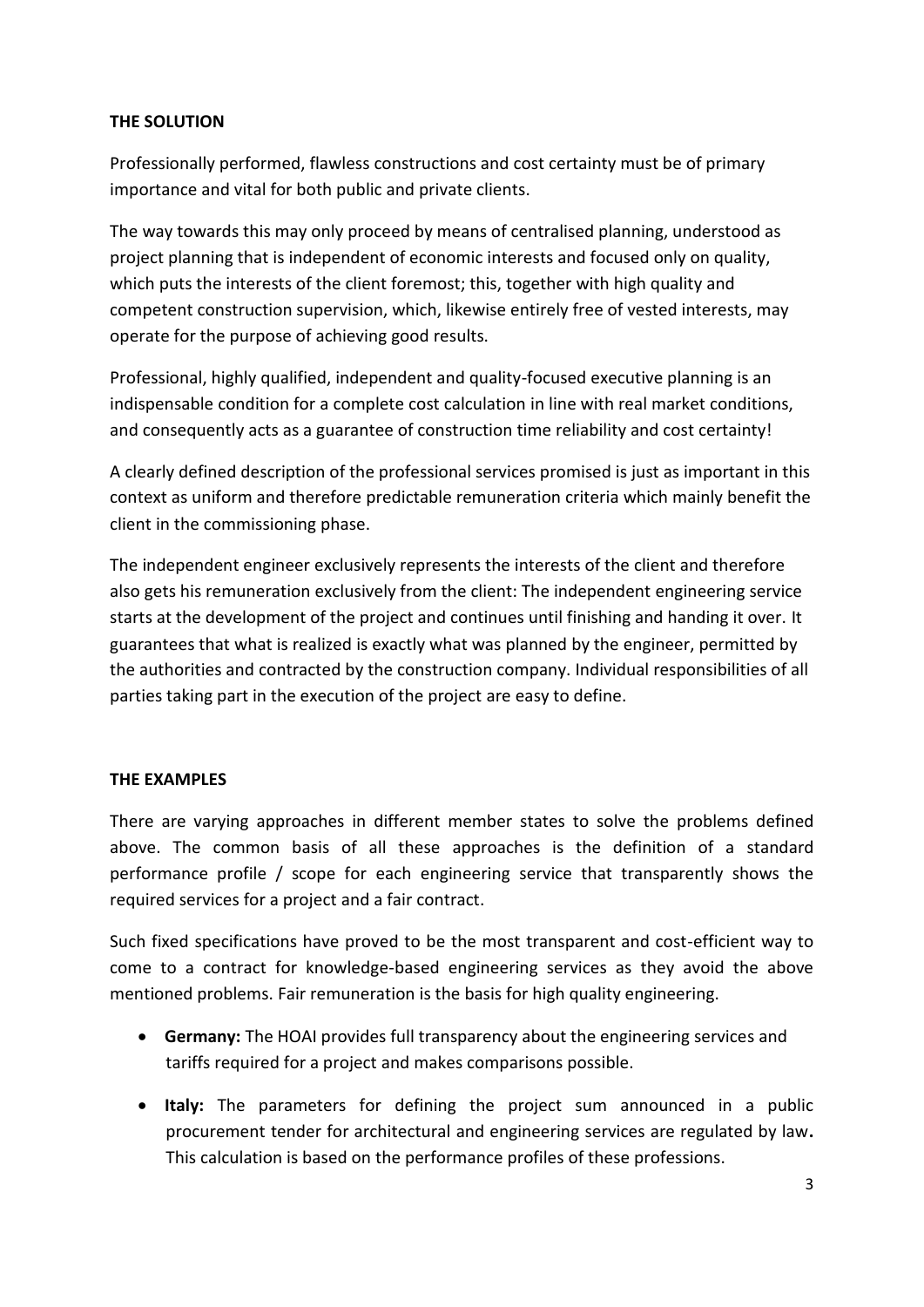**THE SOLUTION**

Professionally performed, flawless constructions and cost certainty must be of primary importance and vital for both public and private clients.

The way towards this may only proceed by means of centralised planning, understood as project planning that is independent of economic interests and focused only on quality, which puts the interests of the client foremost; this, together with high quality and competent construction supervision, which, likewise entirely free of vested interests, may operate for the purpose of achieving good results.

Professional, highly qualified, independent and quality-focused executive planning is an indispensable condition for a complete cost calculation in line with real market conditions, and consequently acts as a guarantee of construction time reliability and cost certainty!

A clearly defined description of the professional services promised is just as important in this context as uniform and therefore predictable remuneration criteria which mainly benefit the client in the commissioning phase.

The independent engineer exclusively represents the interests of the client and therefore also gets his remuneration exclusively from the client: The independent engineering service starts at the development of the project and continues until finishing and handing it over. It guarantees that what is realized is exactly what was planned by the engineer, permitted by the authorities and contracted by the construction company. Individual responsibilities of all parties taking part in the execution of the project are easy to define.

**THE EXAMPLES**

There are varying approaches in different member states to solve the problems defined above. The common basis of all these approaches is the definition of a standard performance profile / scope for each engineering service that transparently shows the required services for a project and a fair contract.

Such fixed specifications have proved to be the most transparent and cost-efficient way to come to a contract for knowledge-based engineering services as they avoid the above mentioned problems. Fair remuneration is the basis for high quality engineering.

- **Germany:** The HOAI provides full transparency about the engineering services and tariffs required for a project and makes comparisons possible.
- **Italy:** The parameters for defining the project sum announced in a public procurement tender for architectural and engineering services are regulated by law**.** This calculation is based on the performance profiles of these professions.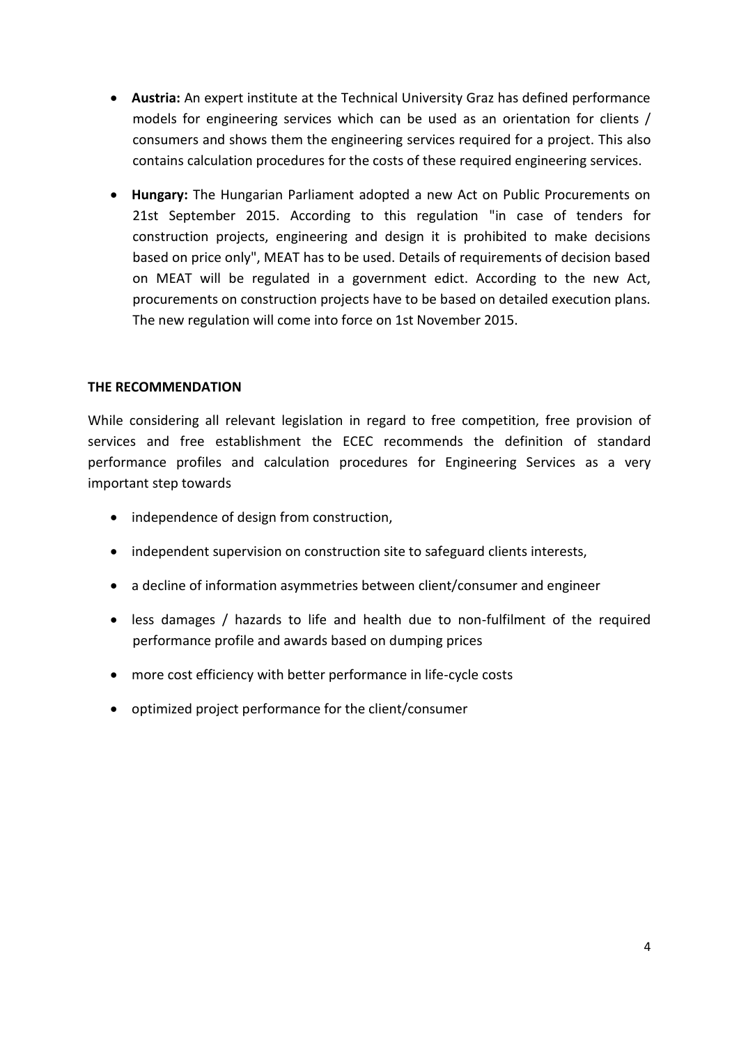- **Austria:** An expert institute at the Technical University Graz has defined performance models for engineering services which can be used as an orientation for clients / consumers and shows them the engineering services required for a project. This also contains calculation procedures for the costs of these required engineering services.
- **Hungary:** The Hungarian Parliament adopted a new Act on Public Procurements on 21st September 2015. According to this regulation "in case of tenders for construction projects, engineering and design it is prohibited to make decisions based on price only", MEAT has to be used. Details of requirements of decision based on MEAT will be regulated in a government edict. According to the new Act, procurements on construction projects have to be based on detailed execution plans. The new regulation will come into force on 1st November 2015.

**THE RECOMMENDATION**

While considering all relevant legislation in regard to free competition, free provision of services and free establishment the ECEC recommends the definition of standard performance profiles and calculation procedures for Engineering Services as a very important step towards

- independence of design from construction,
- independent supervision on construction site to safeguard clients interests,
- a decline of information asymmetries between client/consumer and engineer
- less damages / hazards to life and health due to non-fulfilment of the required performance profile and awards based on dumping prices
- more cost efficiency with better performance in life-cycle costs
- optimized project performance for the client/consumer